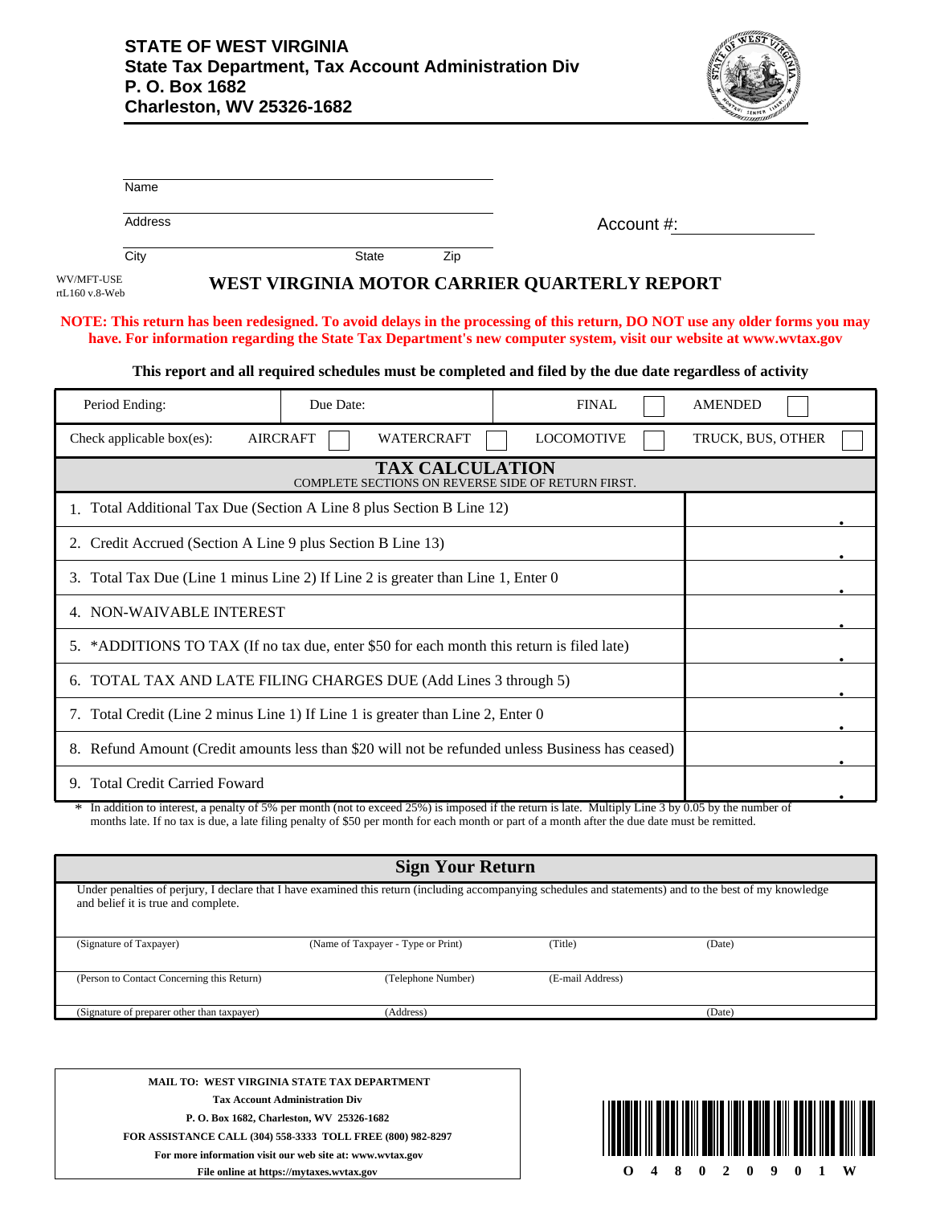**STATE OF WEST VIRGINIA**
**State Tax Department, Tax Account Administration Div**
**P. O. Box 1682**
**Charleston, WV 25326-1682**

Name

Address

City State Zip

Account #:

WV/MFT-USE
rtL160 v.8-Web

# WEST VIRGINIA MOTOR CARRIER QUARTERLY REPORT

**NOTE: This return has been redesigned. To avoid delays in the processing of this return, DO NOT use any older forms you may have. For information regarding the State Tax Department's new computer system, visit our website at www.wvtax.gov**

**This report and all required schedules must be completed and filed by the due date regardless of activity**

| Period Ending: | Due Date: | FINAL ☐ | AMENDED ☐ |
|---|---|---|---|
| Check applicable box(es): AIRCRAFT ☐ | WATERCRAFT ☐ | LOCOMOTIVE ☐ | TRUCK, BUS, OTHER ☐ |

## TAX CALCULATION

COMPLETE SECTIONS ON REVERSE SIDE OF RETURN FIRST.

| Line | Amount |
|---|---|
| 1. Total Additional Tax Due (Section A Line 8 plus Section B Line 12) | . |
| 2. Credit Accrued (Section A Line 9 plus Section B Line 13) | . |
| 3. Total Tax Due (Line 1 minus Line 2) If Line 2 is greater than Line 1, Enter 0 | . |
| 4. NON-WAIVABLE INTEREST | . |
| 5. *ADDITIONS TO TAX (If no tax due, enter $50 for each month this return is filed late) | . |
| 6. TOTAL TAX AND LATE FILING CHARGES DUE (Add Lines 3 through 5) | . |
| 7. Total Credit (Line 2 minus Line 1) If Line 1 is greater than Line 2, Enter 0 | . |
| 8. Refund Amount (Credit amounts less than $20 will not be refunded unless Business has ceased) | . |
| 9. Total Credit Carried Foward | . |

\* In addition to interest, a penalty of 5% per month (not to exceed 25%) is imposed if the return is late. Multiply Line 3 by 0.05 by the number of months late. If no tax is due, a late filing penalty of $50 per month for each month or part of a month after the due date must be remitted.

## Sign Your Return

Under penalties of perjury, I declare that I have examined this return (including accompanying schedules and statements) and to the best of my knowledge and belief it is true and complete.

| (Signature of Taxpayer) | (Name of Taxpayer - Type or Print) | (Title) | (Date) |
|---|---|---|---|
| (Person to Contact Concerning this Return) | (Telephone Number) | (E-mail Address) | |
| (Signature of preparer other than taxpayer) | (Address) | | (Date) |

**MAIL TO: WEST VIRGINIA STATE TAX DEPARTMENT**
**Tax Account Administration Div**
**P. O. Box 1682, Charleston, WV 25326-1682**
**FOR ASSISTANCE CALL (304) 558-3333 TOLL FREE (800) 982-8297**
**For more information visit our web site at: www.wvtax.gov**
**File online at https://mytaxes.wvtax.gov**

O 4 8 0 2 0 9 0 1 W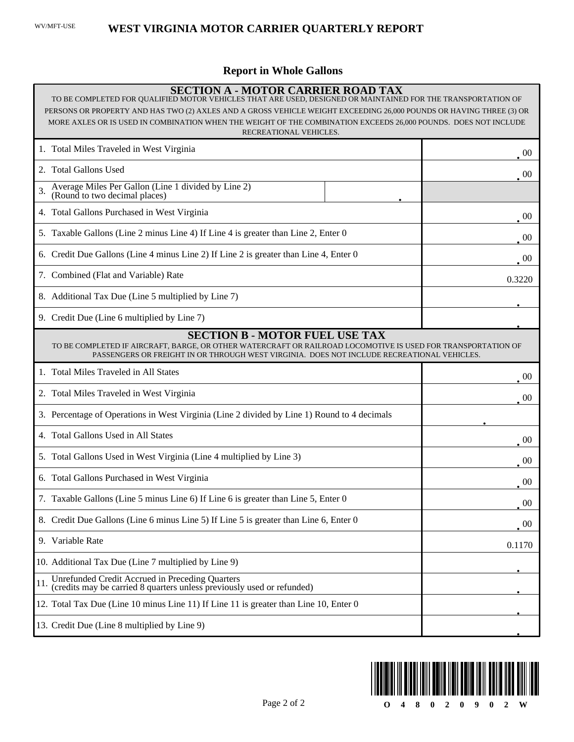WV/MFT-USE

# WEST VIRGINIA MOTOR CARRIER QUARTERLY REPORT

## Report in Whole Gallons

| | |
|---|---|
| **SECTION A - MOTOR CARRIER ROAD TAX**<br>TO BE COMPLETED FOR QUALIFIED MOTOR VEHICLES THAT ARE USED, DESIGNED OR MAINTAINED FOR THE TRANSPORTATION OF PERSONS OR PROPERTY AND HAS TWO (2) AXLES AND A GROSS VEHICLE WEIGHT EXCEEDING 26,000 POUNDS OR HAVING THREE (3) OR MORE AXLES OR IS USED IN COMBINATION WHEN THE WEIGHT OF THE COMBINATION EXCEEDS 26,000 POUNDS. DOES NOT INCLUDE RECREATIONAL VEHICLES. | |
| 1. Total Miles Traveled in West Virginia | . 00 |
| 2. Total Gallons Used | . 00 |
| 3. Average Miles Per Gallon (Line 1 divided by Line 2) (Round to two decimal places) &nbsp;&nbsp; . | |
| 4. Total Gallons Purchased in West Virginia | . 00 |
| 5. Taxable Gallons (Line 2 minus Line 4) If Line 4 is greater than Line 2, Enter 0 | . 00 |
| 6. Credit Due Gallons (Line 4 minus Line 2) If Line 2 is greater than Line 4, Enter 0 | . 00 |
| 7. Combined (Flat and Variable) Rate | 0.3220 |
| 8. Additional Tax Due (Line 5 multiplied by Line 7) | . |
| 9. Credit Due (Line 6 multiplied by Line 7) | . |
| **SECTION B - MOTOR FUEL USE TAX**<br>TO BE COMPLETED IF AIRCRAFT, BARGE, OR OTHER WATERCRAFT OR RAILROAD LOCOMOTIVE IS USED FOR TRANSPORTATION OF PASSENGERS OR FREIGHT IN OR THROUGH WEST VIRGINIA. DOES NOT INCLUDE RECREATIONAL VEHICLES. | |
| 1. Total Miles Traveled in All States | . 00 |
| 2. Total Miles Traveled in West Virginia | . 00 |
| 3. Percentage of Operations in West Virginia (Line 2 divided by Line 1) Round to 4 decimals | . |
| 4. Total Gallons Used in All States | . 00 |
| 5. Total Gallons Used in West Virginia (Line 4 multiplied by Line 3) | . 00 |
| 6. Total Gallons Purchased in West Virginia | . 00 |
| 7. Taxable Gallons (Line 5 minus Line 6) If Line 6 is greater than Line 5, Enter 0 | . 00 |
| 8. Credit Due Gallons (Line 6 minus Line 5) If Line 5 is greater than Line 6, Enter 0 | . 00 |
| 9. Variable Rate | 0.1170 |
| 10. Additional Tax Due (Line 7 multiplied by Line 9) | . |
| 11. Unrefunded Credit Accrued in Preceding Quarters (credits may be carried 8 quarters unless previously used or refunded) | . |
| 12. Total Tax Due (Line 10 minus Line 11) If Line 11 is greater than Line 10, Enter 0 | . |
| 13. Credit Due (Line 8 multiplied by Line 9) | . |

O 4 8 0 2 0 9 0 2 W